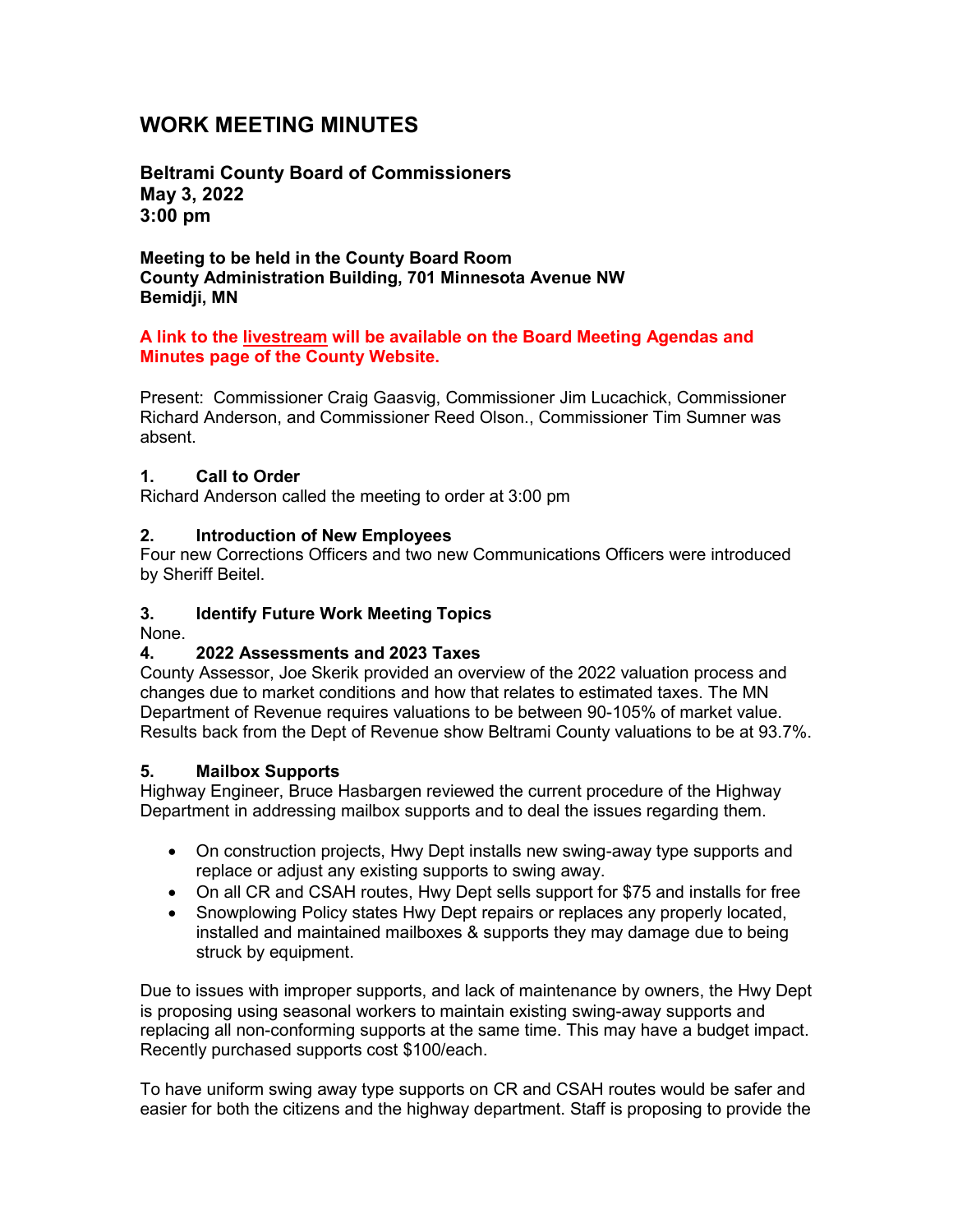# WORK MEETING MINUTES

**Beltrami County Board of Commissioners**
**May 3, 2022**
**3:00 pm**

**Meeting to be held in the County Board Room**
**County Administration Building, 701 Minnesota Avenue NW**
**Bemidji, MN**

**A link to the livestream will be available on the Board Meeting Agendas and Minutes page of the County Website.**

Present: Commissioner Craig Gaasvig, Commissioner Jim Lucachick, Commissioner Richard Anderson, and Commissioner Reed Olson., Commissioner Tim Sumner was absent.

### 1. Call to Order

Richard Anderson called the meeting to order at 3:00 pm

### 2. Introduction of New Employees

Four new Corrections Officers and two new Communications Officers were introduced by Sheriff Beitel.

### 3. Identify Future Work Meeting Topics

None.

### 4. 2022 Assessments and 2023 Taxes

County Assessor, Joe Skerik provided an overview of the 2022 valuation process and changes due to market conditions and how that relates to estimated taxes. The MN Department of Revenue requires valuations to be between 90-105% of market value. Results back from the Dept of Revenue show Beltrami County valuations to be at 93.7%.

### 5. Mailbox Supports

Highway Engineer, Bruce Hasbargen reviewed the current procedure of the Highway Department in addressing mailbox supports and to deal the issues regarding them.

- On construction projects, Hwy Dept installs new swing-away type supports and replace or adjust any existing supports to swing away.
- On all CR and CSAH routes, Hwy Dept sells support for $75 and installs for free
- Snowplowing Policy states Hwy Dept repairs or replaces any properly located, installed and maintained mailboxes & supports they may damage due to being struck by equipment.

Due to issues with improper supports, and lack of maintenance by owners, the Hwy Dept is proposing using seasonal workers to maintain existing swing-away supports and replacing all non-conforming supports at the same time. This may have a budget impact. Recently purchased supports cost $100/each.

To have uniform swing away type supports on CR and CSAH routes would be safer and easier for both the citizens and the highway department. Staff is proposing to provide the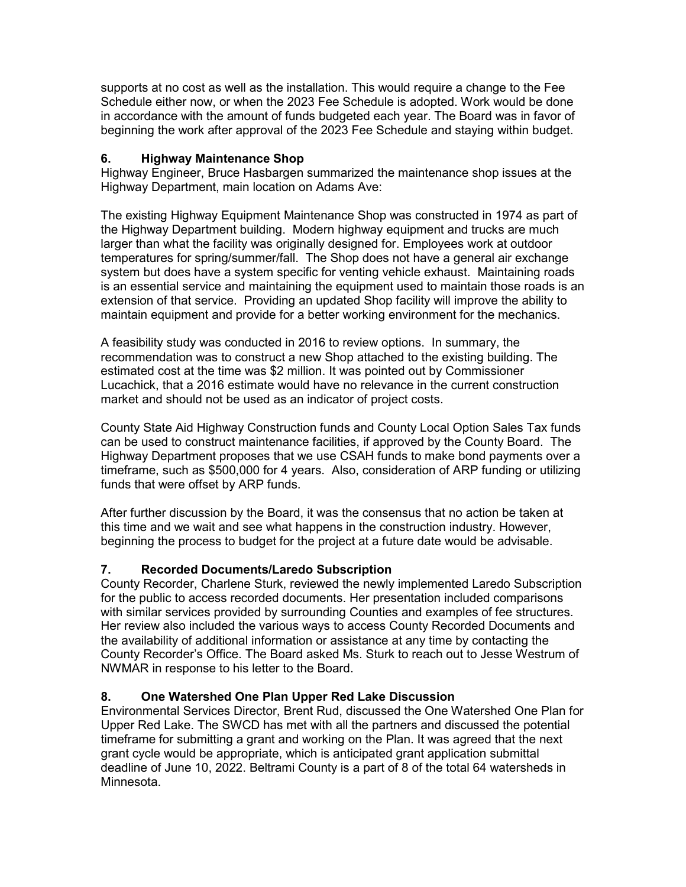supports at no cost as well as the installation. This would require a change to the Fee Schedule either now, or when the 2023 Fee Schedule is adopted. Work would be done in accordance with the amount of funds budgeted each year. The Board was in favor of beginning the work after approval of the 2023 Fee Schedule and staying within budget.

### 6. Highway Maintenance Shop

Highway Engineer, Bruce Hasbargen summarized the maintenance shop issues at the Highway Department, main location on Adams Ave:

The existing Highway Equipment Maintenance Shop was constructed in 1974 as part of the Highway Department building. Modern highway equipment and trucks are much larger than what the facility was originally designed for. Employees work at outdoor temperatures for spring/summer/fall. The Shop does not have a general air exchange system but does have a system specific for venting vehicle exhaust. Maintaining roads is an essential service and maintaining the equipment used to maintain those roads is an extension of that service. Providing an updated Shop facility will improve the ability to maintain equipment and provide for a better working environment for the mechanics.

A feasibility study was conducted in 2016 to review options. In summary, the recommendation was to construct a new Shop attached to the existing building. The estimated cost at the time was $2 million. It was pointed out by Commissioner Lucachick, that a 2016 estimate would have no relevance in the current construction market and should not be used as an indicator of project costs.

County State Aid Highway Construction funds and County Local Option Sales Tax funds can be used to construct maintenance facilities, if approved by the County Board. The Highway Department proposes that we use CSAH funds to make bond payments over a timeframe, such as $500,000 for 4 years. Also, consideration of ARP funding or utilizing funds that were offset by ARP funds.

After further discussion by the Board, it was the consensus that no action be taken at this time and we wait and see what happens in the construction industry. However, beginning the process to budget for the project at a future date would be advisable.

### 7. Recorded Documents/Laredo Subscription

County Recorder, Charlene Sturk, reviewed the newly implemented Laredo Subscription for the public to access recorded documents. Her presentation included comparisons with similar services provided by surrounding Counties and examples of fee structures. Her review also included the various ways to access County Recorded Documents and the availability of additional information or assistance at any time by contacting the County Recorder's Office. The Board asked Ms. Sturk to reach out to Jesse Westrum of NWMAR in response to his letter to the Board.

### 8. One Watershed One Plan Upper Red Lake Discussion

Environmental Services Director, Brent Rud, discussed the One Watershed One Plan for Upper Red Lake. The SWCD has met with all the partners and discussed the potential timeframe for submitting a grant and working on the Plan. It was agreed that the next grant cycle would be appropriate, which is anticipated grant application submittal deadline of June 10, 2022. Beltrami County is a part of 8 of the total 64 watersheds in Minnesota.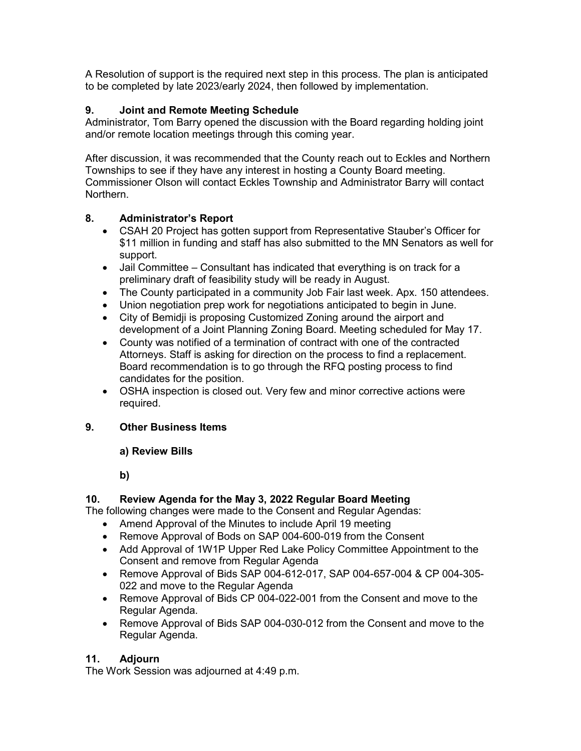A Resolution of support is the required next step in this process. The plan is anticipated to be completed by late 2023/early 2024, then followed by implementation.

## 9. Joint and Remote Meeting Schedule

Administrator, Tom Barry opened the discussion with the Board regarding holding joint and/or remote location meetings through this coming year.

After discussion, it was recommended that the County reach out to Eckles and Northern Townships to see if they have any interest in hosting a County Board meeting. Commissioner Olson will contact Eckles Township and Administrator Barry will contact Northern.

## 8. Administrator's Report

- CSAH 20 Project has gotten support from Representative Stauber's Officer for $11 million in funding and staff has also submitted to the MN Senators as well for support.
- Jail Committee – Consultant has indicated that everything is on track for a preliminary draft of feasibility study will be ready in August.
- The County participated in a community Job Fair last week. Apx. 150 attendees.
- Union negotiation prep work for negotiations anticipated to begin in June.
- City of Bemidji is proposing Customized Zoning around the airport and development of a Joint Planning Zoning Board. Meeting scheduled for May 17.
- County was notified of a termination of contract with one of the contracted Attorneys. Staff is asking for direction on the process to find a replacement. Board recommendation is to go through the RFQ posting process to find candidates for the position.
- OSHA inspection is closed out. Very few and minor corrective actions were required.

## 9. Other Business Items

**a) Review Bills**

**b)**

## 10. Review Agenda for the May 3, 2022 Regular Board Meeting

The following changes were made to the Consent and Regular Agendas:

- Amend Approval of the Minutes to include April 19 meeting
- Remove Approval of Bods on SAP 004-600-019 from the Consent
- Add Approval of 1W1P Upper Red Lake Policy Committee Appointment to the Consent and remove from Regular Agenda
- Remove Approval of Bids SAP 004-612-017, SAP 004-657-004 & CP 004-305-022 and move to the Regular Agenda
- Remove Approval of Bids CP 004-022-001 from the Consent and move to the Regular Agenda.
- Remove Approval of Bids SAP 004-030-012 from the Consent and move to the Regular Agenda.

## 11. Adjourn

The Work Session was adjourned at 4:49 p.m.